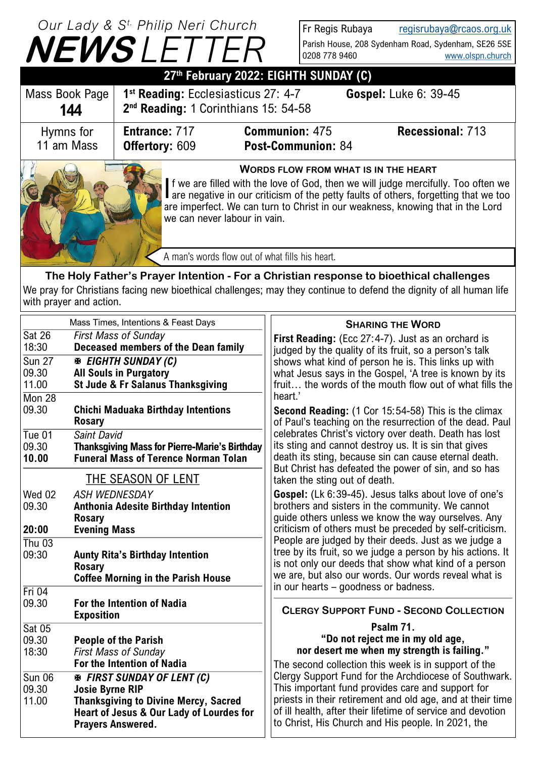# Our Lady & St. Philip Neri Church NEWSLETTER

Fr Regis Rubaya regisrubaya@rcaos.org.uk
Parish House, 208 Sydenham Road, Sydenham, SE26 5SE
0208 778 9460 www.olspn.church

## 27th February 2022: EIGHTH SUNDAY (C)

| Mass Book Page **144** | **1st Reading:** Ecclesiasticus 27: 4-7 | **Gospel:** Luke 6: 39-45 |
|---|---|---|
| | **2nd Reading:** 1 Corinthians 15: 54-58 | |

| Hymns for 11 am Mass | **Entrance:** 717 | **Communion:** 475 | **Recessional:** 713 |
|---|---|---|---|
| | **Offertory:** 609 | **Post-Communion:** 84 | |

### Words Flow From What Is In The Heart

If we are filled with the love of God, then we will judge mercifully. Too often we are negative in our criticism of the petty faults of others, forgetting that we too are imperfect. We can turn to Christ in our weakness, knowing that in the Lord we can never labour in vain.

A man's words flow out of what fills his heart.

### The Holy Father's Prayer Intention - For a Christian response to bioethical challenges

We pray for Christians facing new bioethical challenges; may they continue to defend the dignity of all human life with prayer and action.

### Mass Times, Intentions & Feast Days

| Day / Time | Intention |
|---|---|
| Sat 26 | *First Mass of Sunday* |
| 18:30 | **Deceased members of the Dean family** |
| Sun 27 | ✠ ***EIGHTH SUNDAY (C)*** |
| 09.30 | **All Souls in Purgatory** |
| 11.00 | **St Jude & Fr Salanus Thanksgiving** |
| Mon 28 | |
| 09.30 | **Chichi Maduaka Birthday Intentions** |
| | **Rosary** |
| Tue 01 | *Saint David* |
| 09.30 | **Thanksgiving Mass for Pierre-Marie's Birthday** |
| **10.00** | **Funeral Mass of Terence Norman Tolan** |
| | THE SEASON OF LENT |
| Wed 02 | *ASH WEDNESDAY* |
| 09.30 | **Anthonia Adesite Birthday Intention** |
| | **Rosary** |
| **20:00** | **Evening Mass** |
| Thu 03 | |
| 09:30 | **Aunty Rita's Birthday Intention** |
| | **Rosary** |
| | **Coffee Morning in the Parish House** |
| Fri 04 | |
| 09.30 | **For the Intention of Nadia** |
| | **Exposition** |
| Sat 05 | |
| 09.30 | **People of the Parish** |
| 18:30 | *First Mass of Sunday* |
| | **For the Intention of Nadia** |
| Sun 06 | ✠ ***FIRST SUNDAY OF LENT (C)*** |
| 09.30 | **Josie Byrne RIP** |
| 11.00 | **Thanksgiving to Divine Mercy, Sacred Heart of Jesus & Our Lady of Lourdes for Prayers Answered.** |

### Sharing the Word

**First Reading:** (Ecc 27:4-7). Just as an orchard is judged by the quality of its fruit, so a person's talk shows what kind of person he is. This links up with what Jesus says in the Gospel, 'A tree is known by its fruit… the words of the mouth flow out of what fills the heart.'

**Second Reading:** (1 Cor 15:54-58) This is the climax of Paul's teaching on the resurrection of the dead. Paul celebrates Christ's victory over death. Death has lost its sting and cannot destroy us. It is sin that gives death its sting, because sin can cause eternal death. But Christ has defeated the power of sin, and so has taken the sting out of death.

**Gospel:** (Lk 6:39-45). Jesus talks about love of one's brothers and sisters in the community. We cannot guide others unless we know the way ourselves. Any criticism of others must be preceded by self-criticism. People are judged by their deeds. Just as we judge a tree by its fruit, so we judge a person by his actions. It is not only our deeds that show what kind of a person we are, but also our words. Our words reveal what is in our hearts – goodness or badness.

### Clergy Support Fund - Second Collection

**Psalm 71.**
**"Do not reject me in my old age, nor desert me when my strength is failing."**

The second collection this week is in support of the Clergy Support Fund for the Archdiocese of Southwark. This important fund provides care and support for priests in their retirement and old age, and at their time of ill health, after their lifetime of service and devotion to Christ, His Church and His people. In 2021, the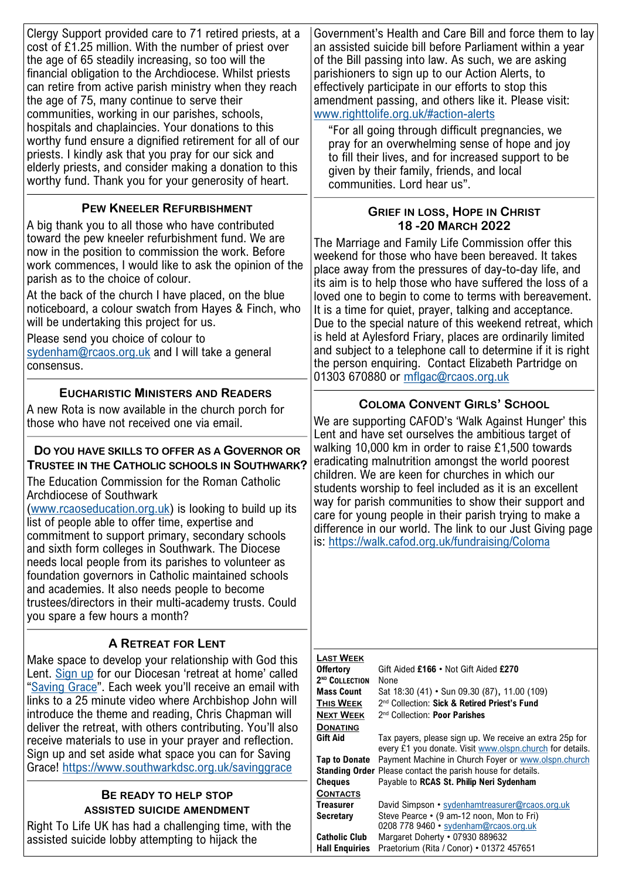Clergy Support provided care to 71 retired priests, at a cost of £1.25 million. With the number of priest over the age of 65 steadily increasing, so too will the financial obligation to the Archdiocese. Whilst priests can retire from active parish ministry when they reach the age of 75, many continue to serve their communities, working in our parishes, schools, hospitals and chaplaincies. Your donations to this worthy fund ensure a dignified retirement for all of our priests. I kindly ask that you pray for our sick and elderly priests, and consider making a donation to this worthy fund. Thank you for your generosity of heart.

## Pew Kneeler Refurbishment

A big thank you to all those who have contributed toward the pew kneeler refurbishment fund. We are now in the position to commission the work. Before work commences, I would like to ask the opinion of the parish as to the choice of colour.

At the back of the church I have placed, on the blue noticeboard, a colour swatch from Hayes & Finch, who will be undertaking this project for us.

Please send you choice of colour to sydenham@rcaos.org.uk and I will take a general consensus.

## Eucharistic Ministers and Readers

A new Rota is now available in the church porch for those who have not received one via email.

## Do you have skills to offer as a Governor or Trustee in the Catholic schools in Southwark?

The Education Commission for the Roman Catholic Archdiocese of Southwark (www.rcaoseducation.org.uk) is looking to build up its list of people able to offer time, expertise and commitment to support primary, secondary schools and sixth form colleges in Southwark. The Diocese needs local people from its parishes to volunteer as foundation governors in Catholic maintained schools and academies. It also needs people to become trustees/directors in their multi-academy trusts. Could you spare a few hours a month?

## A Retreat for Lent

Make space to develop your relationship with God this Lent. Sign up for our Diocesan 'retreat at home' called "Saving Grace". Each week you'll receive an email with links to a 25 minute video where Archbishop John will introduce the theme and reading, Chris Chapman will deliver the retreat, with others contributing. You'll also receive materials to use in your prayer and reflection. Sign up and set aside what space you can for Saving Grace! https://www.southwarkdsc.org.uk/savinggrace

## Be ready to help stop assisted suicide amendment

Right To Life UK has had a challenging time, with the assisted suicide lobby attempting to hijack the Government's Health and Care Bill and force them to lay an assisted suicide bill before Parliament within a year of the Bill passing into law. As such, we are asking parishioners to sign up to our Action Alerts, to effectively participate in our efforts to stop this amendment passing, and others like it. Please visit: www.righttolife.org.uk/#action-alerts

"For all going through difficult pregnancies, we pray for an overwhelming sense of hope and joy to fill their lives, and for increased support to be given by their family, friends, and local communities. Lord hear us".

## Grief in Loss, Hope in Christ
## 18 -20 March 2022

The Marriage and Family Life Commission offer this weekend for those who have been bereaved. It takes place away from the pressures of day-to-day life, and its aim is to help those who have suffered the loss of a loved one to begin to come to terms with bereavement. It is a time for quiet, prayer, talking and acceptance. Due to the special nature of this weekend retreat, which is held at Aylesford Friary, places are ordinarily limited and subject to a telephone call to determine if it is right the person enquiring. Contact Elizabeth Partridge on 01303 670880 or mflgac@rcaos.org.uk

## Coloma Convent Girls' School

We are supporting CAFOD's 'Walk Against Hunger' this Lent and have set ourselves the ambitious target of walking 10,000 km in order to raise £1,500 towards eradicating malnutrition amongst the world poorest children. We are keen for churches in which our students worship to feel included as it is an excellent way for parish communities to show their support and care for young people in their parish trying to make a difference in our world. The link to our Just Giving page is: https://walk.cafod.org.uk/fundraising/Coloma

| | |
|---|---|
| **Last Week** | |
| **Offertory** | Gift Aided **£166** • Not Gift Aided **£270** |
| **2nd Collection** | None |
| **Mass Count** | Sat 18:30 (41) • Sun 09.30 (87), 11.00 (109) |
| **This Week** | 2nd Collection: **Sick & Retired Priest's Fund** |
| **Next Week** | 2nd Collection: **Poor Parishes** |
| **Donating** | |
| **Gift Aid** | Tax payers, please sign up. We receive an extra 25p for every £1 you donate. Visit www.olspn.church for details. |
| **Tap to Donate** | Payment Machine in Church Foyer or www.olspn.church |
| **Standing Order** | Please contact the parish house for details. |
| **Cheques** | Payable to **RCAS St. Philip Neri Sydenham** |
| **Contacts** | |
| **Treasurer** | David Simpson • sydenhamtreasurer@rcaos.org.uk |
| **Secretary** | Steve Pearce • (9 am-12 noon, Mon to Fri) 0208 778 9460 • sydenham@rcaos.org.uk |
| **Catholic Club** | Margaret Doherty • 07930 889632 |
| **Hall Enquiries** | Praetorium (Rita / Conor) • 01372 457651 |